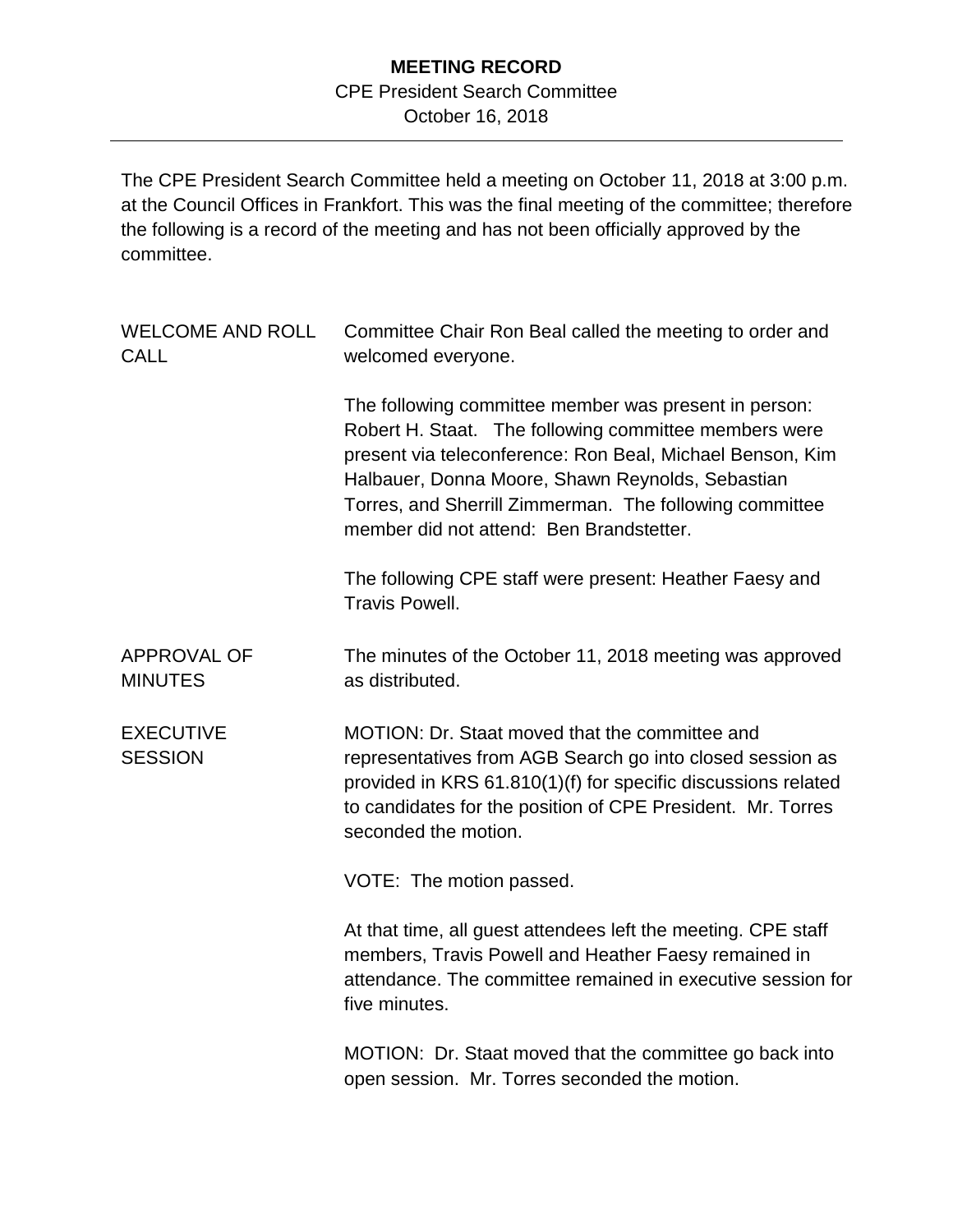# MEETING RECORD

CPE President Search Committee

October 16, 2018

---

The CPE President Search Committee held a meeting on October 11, 2018 at 3:00 p.m. at the Council Offices in Frankfort. This was the final meeting of the committee; therefore the following is a record of the meeting and has not been officially approved by the committee.

**WELCOME AND ROLL CALL**

Committee Chair Ron Beal called the meeting to order and welcomed everyone.

The following committee member was present in person: Robert H. Staat. The following committee members were present via teleconference: Ron Beal, Michael Benson, Kim Halbauer, Donna Moore, Shawn Reynolds, Sebastian Torres, and Sherrill Zimmerman. The following committee member did not attend: Ben Brandstetter.

The following CPE staff were present: Heather Faesy and Travis Powell.

**APPROVAL OF MINUTES**

The minutes of the October 11, 2018 meeting was approved as distributed.

**EXECUTIVE SESSION**

MOTION: Dr. Staat moved that the committee and representatives from AGB Search go into closed session as provided in KRS 61.810(1)(f) for specific discussions related to candidates for the position of CPE President. Mr. Torres seconded the motion.

VOTE: The motion passed.

At that time, all guest attendees left the meeting. CPE staff members, Travis Powell and Heather Faesy remained in attendance. The committee remained in executive session for five minutes.

MOTION: Dr. Staat moved that the committee go back into open session. Mr. Torres seconded the motion.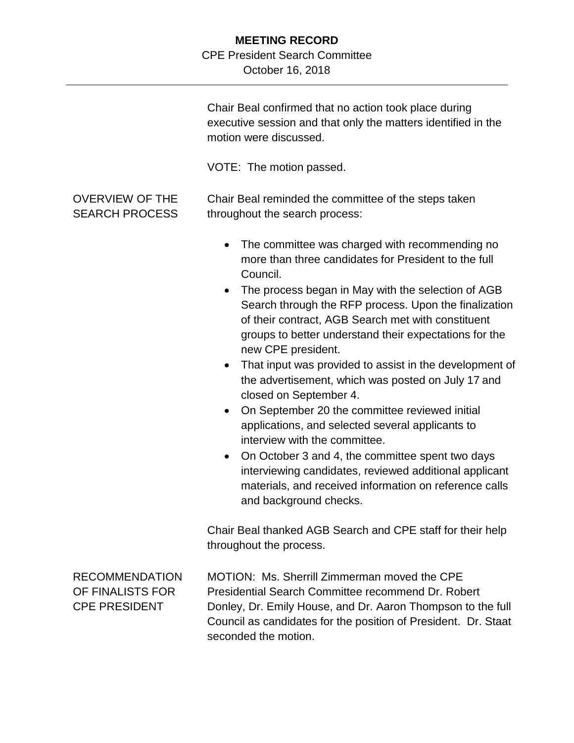Chair Beal confirmed that no action took place during executive session and that only the matters identified in the motion were discussed.

VOTE: The motion passed.

**OVERVIEW OF THE SEARCH PROCESS**

Chair Beal reminded the committee of the steps taken throughout the search process:

- The committee was charged with recommending no more than three candidates for President to the full Council.
- The process began in May with the selection of AGB Search through the RFP process. Upon the finalization of their contract, AGB Search met with constituent groups to better understand their expectations for the new CPE president.
- That input was provided to assist in the development of the advertisement, which was posted on July 17 and closed on September 4.
- On September 20 the committee reviewed initial applications, and selected several applicants to interview with the committee.
- On October 3 and 4, the committee spent two days interviewing candidates, reviewed additional applicant materials, and received information on reference calls and background checks.

Chair Beal thanked AGB Search and CPE staff for their help throughout the process.

**RECOMMENDATION OF FINALISTS FOR CPE PRESIDENT**

MOTION: Ms. Sherrill Zimmerman moved the CPE Presidential Search Committee recommend Dr. Robert Donley, Dr. Emily House, and Dr. Aaron Thompson to the full Council as candidates for the position of President. Dr. Staat seconded the motion.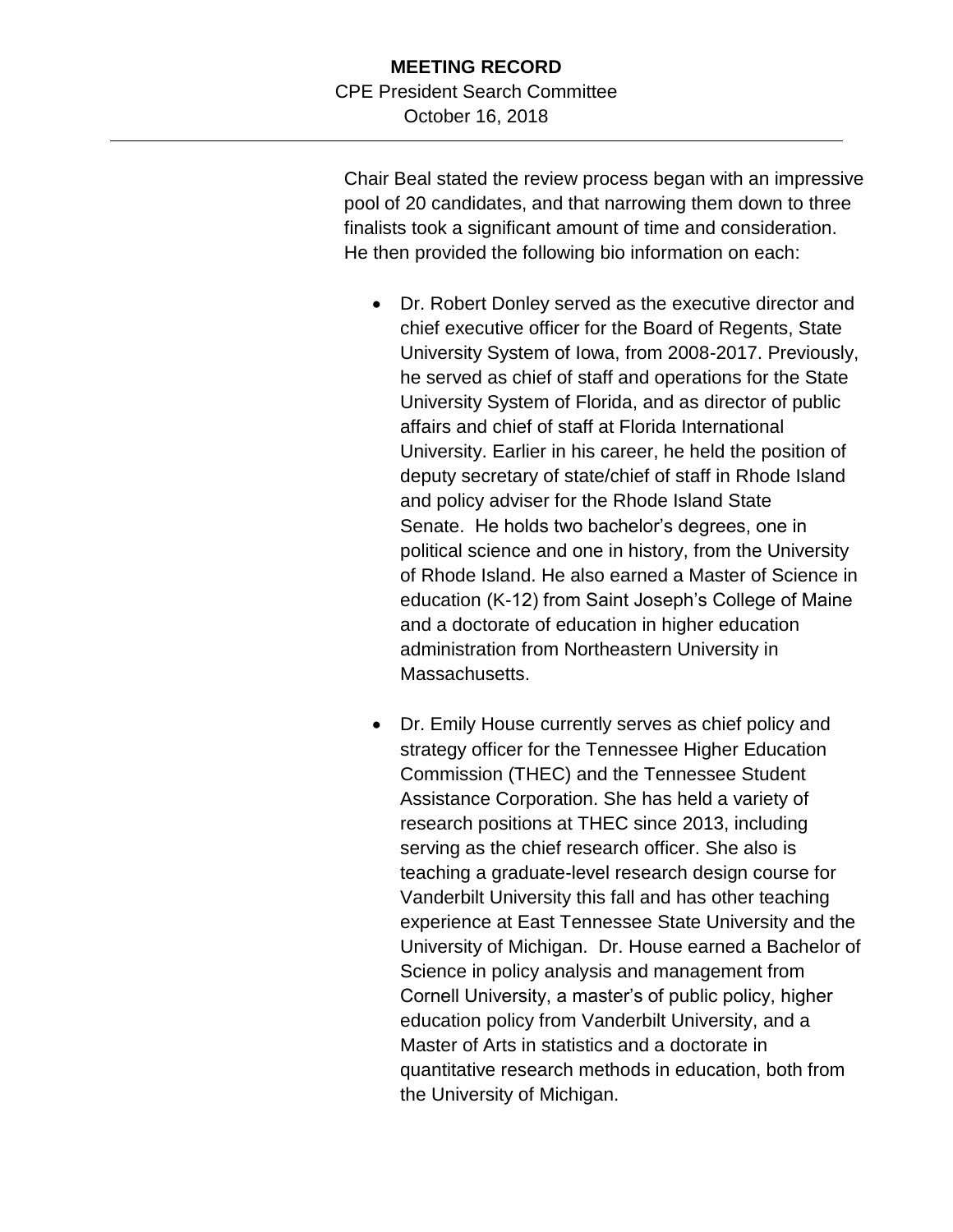Chair Beal stated the review process began with an impressive pool of 20 candidates, and that narrowing them down to three finalists took a significant amount of time and consideration. He then provided the following bio information on each:

- Dr. Robert Donley served as the executive director and chief executive officer for the Board of Regents, State University System of Iowa, from 2008-2017. Previously, he served as chief of staff and operations for the State University System of Florida, and as director of public affairs and chief of staff at Florida International University. Earlier in his career, he held the position of deputy secretary of state/chief of staff in Rhode Island and policy adviser for the Rhode Island State Senate. He holds two bachelor's degrees, one in political science and one in history, from the University of Rhode Island. He also earned a Master of Science in education (K-12) from Saint Joseph's College of Maine and a doctorate of education in higher education administration from Northeastern University in Massachusetts.

- Dr. Emily House currently serves as chief policy and strategy officer for the Tennessee Higher Education Commission (THEC) and the Tennessee Student Assistance Corporation. She has held a variety of research positions at THEC since 2013, including serving as the chief research officer. She also is teaching a graduate-level research design course for Vanderbilt University this fall and has other teaching experience at East Tennessee State University and the University of Michigan. Dr. House earned a Bachelor of Science in policy analysis and management from Cornell University, a master's of public policy, higher education policy from Vanderbilt University, and a Master of Arts in statistics and a doctorate in quantitative research methods in education, both from the University of Michigan.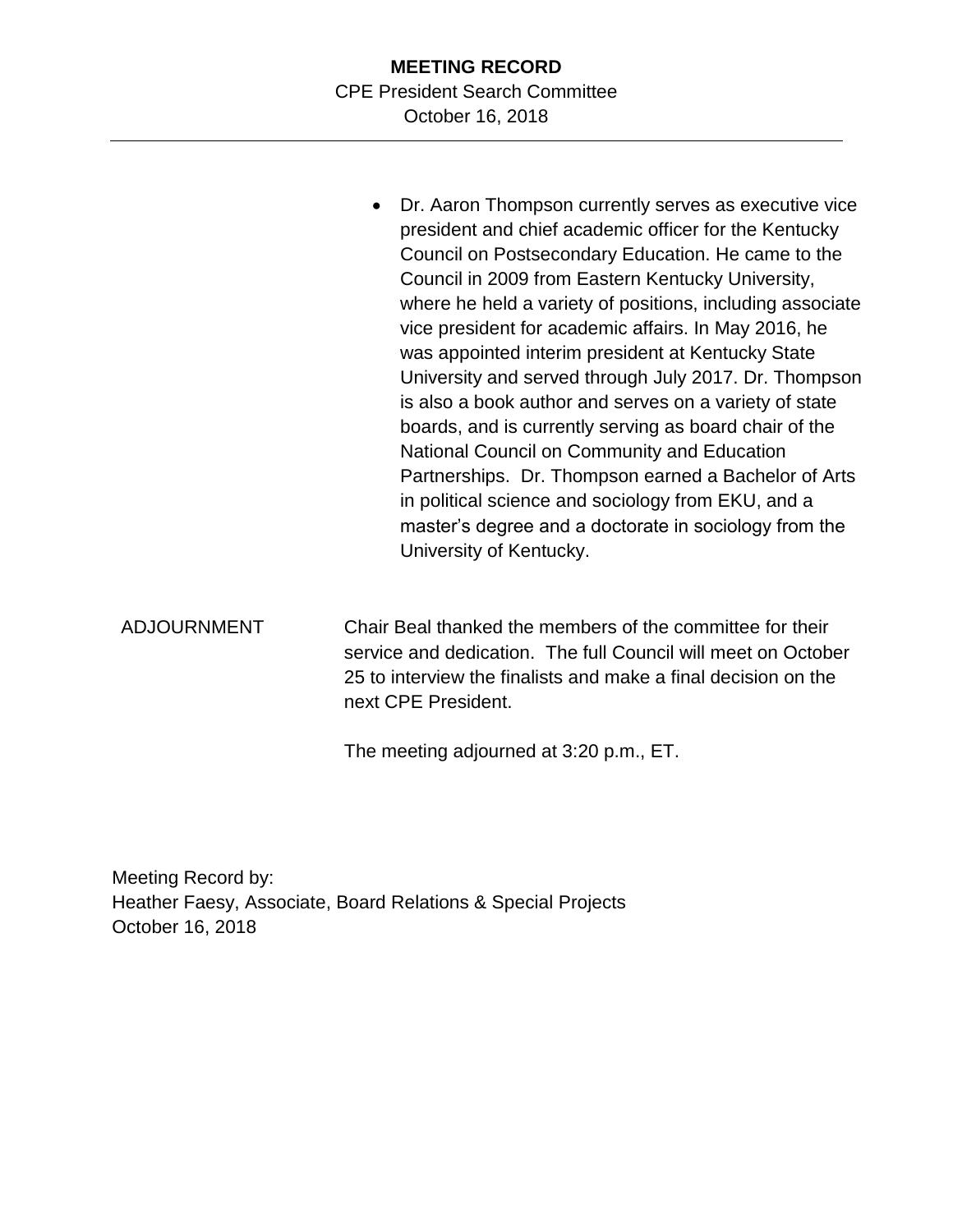- Dr. Aaron Thompson currently serves as executive vice president and chief academic officer for the Kentucky Council on Postsecondary Education. He came to the Council in 2009 from Eastern Kentucky University, where he held a variety of positions, including associate vice president for academic affairs. In May 2016, he was appointed interim president at Kentucky State University and served through July 2017. Dr. Thompson is also a book author and serves on a variety of state boards, and is currently serving as board chair of the National Council on Community and Education Partnerships. Dr. Thompson earned a Bachelor of Arts in political science and sociology from EKU, and a master's degree and a doctorate in sociology from the University of Kentucky.

ADJOURNMENT

Chair Beal thanked the members of the committee for their service and dedication. The full Council will meet on October 25 to interview the finalists and make a final decision on the next CPE President.

The meeting adjourned at 3:20 p.m., ET.

Meeting Record by:
Heather Faesy, Associate, Board Relations & Special Projects
October 16, 2018